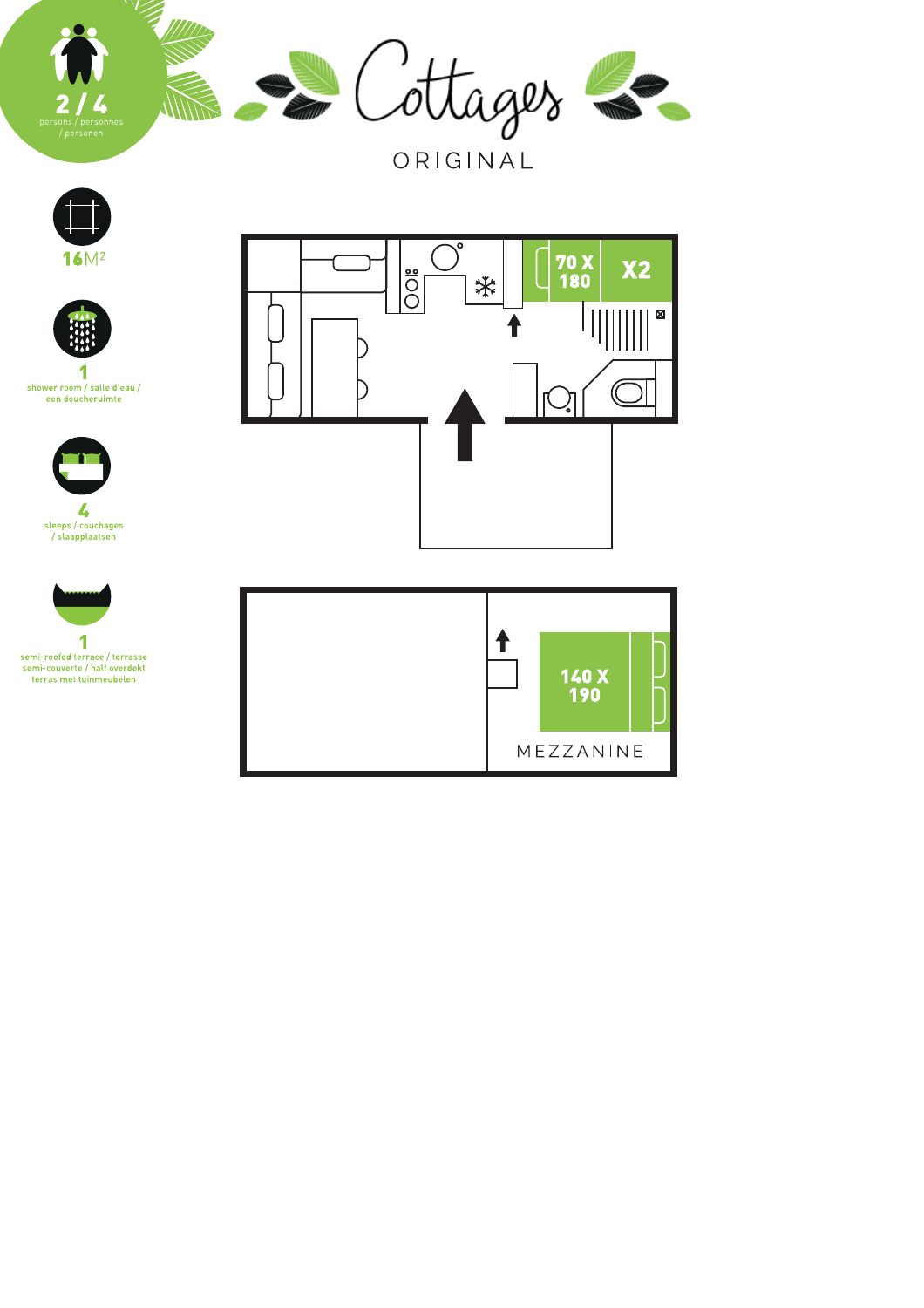# Cottages

ORIGINAL

2 / 4
persons / personnes / personen

16M²

1
shower room / salle d'eau / een doucheruimte

4
sleeps / couchages / slaapplaatsen

1
semi-roofed terrace / terrasse semi-couverte / half overdekt terras met tuinmeubelen

70 X 180

X2

140 X 190

MEZZANINE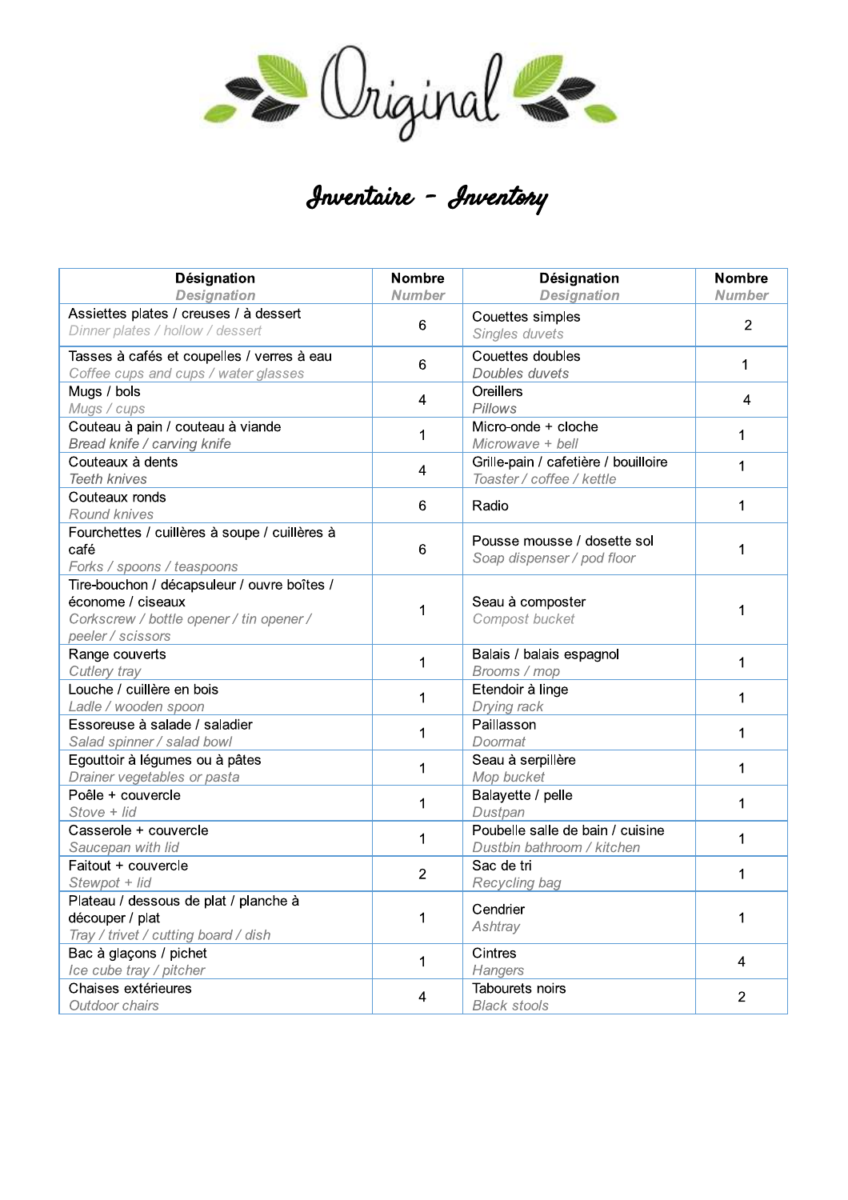# Original

## Inventaire - Inventory

| Désignation<br>*Designation* | Nombre<br>*Number* | Désignation<br>*Designation* | Nombre<br>*Number* |
|---|---|---|---|
| Assiettes plates / creuses / à dessert<br>*Dinner plates / hollow / dessert* | 6 | Couettes simples<br>*Singles duvets* | 2 |
| Tasses à cafés et coupelles / verres à eau<br>*Coffee cups and cups / water glasses* | 6 | Couettes doubles<br>*Doubles duvets* | 1 |
| Mugs / bols<br>*Mugs / cups* | 4 | Oreillers<br>*Pillows* | 4 |
| Couteau à pain / couteau à viande<br>*Bread knife / carving knife* | 1 | Micro-onde + cloche<br>*Microwave + bell* | 1 |
| Couteaux à dents<br>*Teeth knives* | 4 | Grille-pain / cafetière / bouilloire<br>*Toaster / coffee / kettle* | 1 |
| Couteaux ronds<br>*Round knives* | 6 | Radio | 1 |
| Fourchettes / cuillères à soupe / cuillères à café<br>*Forks / spoons / teaspoons* | 6 | Pousse mousse / dosette sol<br>*Soap dispenser / pod floor* | 1 |
| Tire-bouchon / décapsuleur / ouvre boîtes / économe / ciseaux<br>*Corkscrew / bottle opener / tin opener / peeler / scissors* | 1 | Seau à composter<br>*Compost bucket* | 1 |
| Range couverts<br>*Cutlery tray* | 1 | Balais / balais espagnol<br>*Brooms / mop* | 1 |
| Louche / cuillère en bois<br>*Ladle / wooden spoon* | 1 | Etendoir à linge<br>*Drying rack* | 1 |
| Essoreuse à salade / saladier<br>*Salad spinner / salad bowl* | 1 | Paillasson<br>*Doormat* | 1 |
| Egouttoir à légumes ou à pâtes<br>*Drainer vegetables or pasta* | 1 | Seau à serpillère<br>*Mop bucket* | 1 |
| Poêle + couvercle<br>*Stove + lid* | 1 | Balayette / pelle<br>*Dustpan* | 1 |
| Casserole + couvercle<br>*Saucepan with lid* | 1 | Poubelle salle de bain / cuisine<br>*Dustbin bathroom / kitchen* | 1 |
| Faitout + couvercle<br>*Stewpot + lid* | 2 | Sac de tri<br>*Recycling bag* | 1 |
| Plateau / dessous de plat / planche à découper / plat<br>*Tray / trivet / cutting board / dish* | 1 | Cendrier<br>*Ashtray* | 1 |
| Bac à glaçons / pichet<br>*Ice cube tray / pitcher* | 1 | Cintres<br>*Hangers* | 4 |
| Chaises extérieures<br>*Outdoor chairs* | 4 | Tabourets noirs<br>*Black stools* | 2 |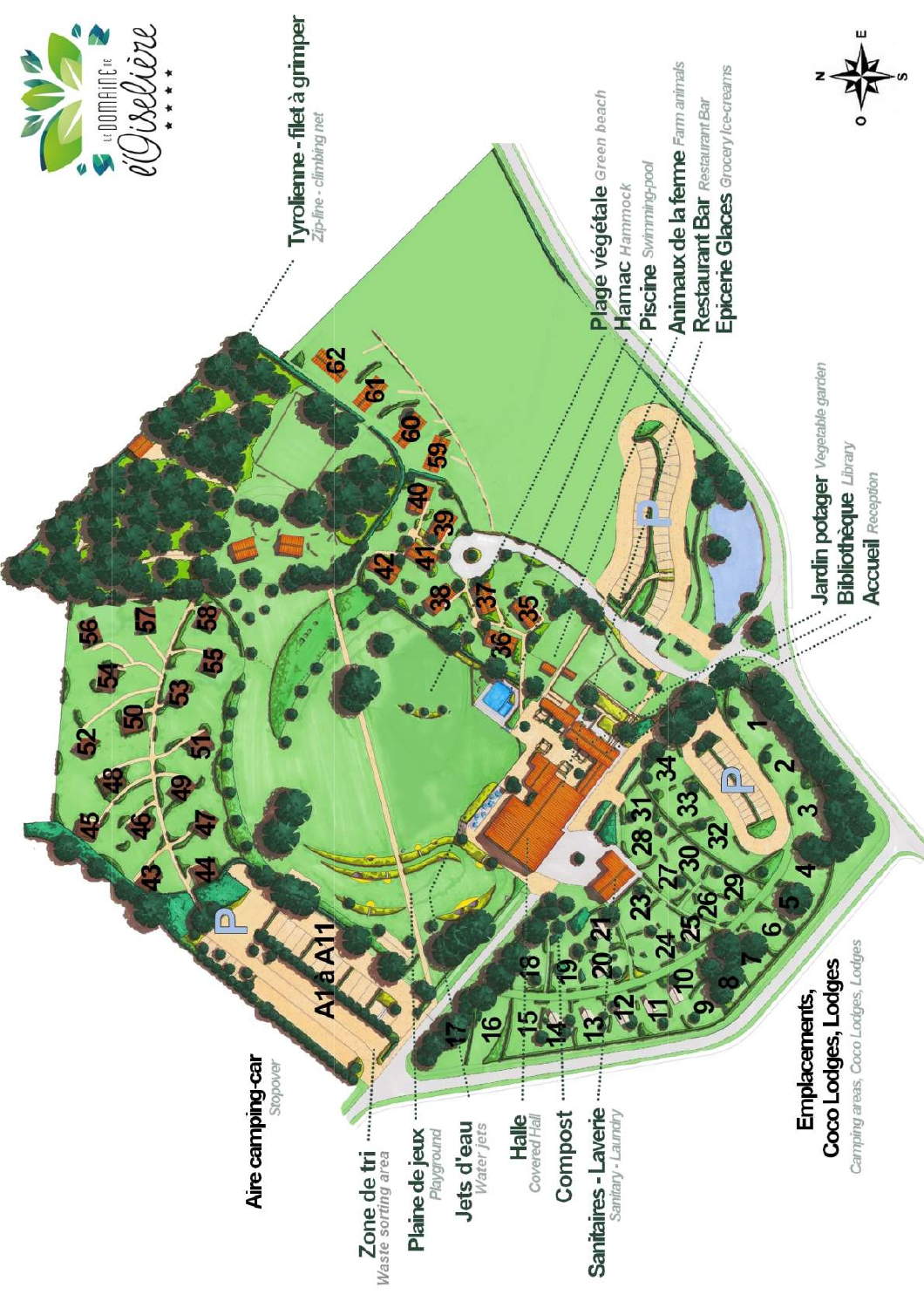LE DOMAINE DE l'Oiselière ★★★★

N E S O

Tyrolienne - filet à grimper *Zip-line - climbing net*

Plage végétale *Green beach*
Hamac *Hammock*
Piscine *Swimming-pool*
Animaux de la ferme *Farm animals*
Restaurant Bar *Restaurant Bar*
Epicerie Glaces *Grocery Ice-creams*

Jardin potager *Vegetable garden*
Bibliothèque *Library*
Accueil *Reception*

Emplacements, Coco Lodges, Lodges
*Camping areas, Coco Lodges, Lodges*

Aire camping-car *Stopover*

Zone de tri *Waste sorting area*
Plaine de jeux *Playground*
Jets d'eau *Water jets*
Halle *Covered Hall*
Compost
Sanitaires - Laverie *Sanitary - Laundry*

A1 à A11

P

1 2 3 4 5 6 7 8 9 10 11 12 13 14 15 16 17 18 19 20 21 23 24 25 26 27 28 29 30 31 32 33 34 35 36 37 38 39 40 41 42 43 44 45 46 47 48 49 50 51 52 53 54 55 56 57 58 59 60 61 62